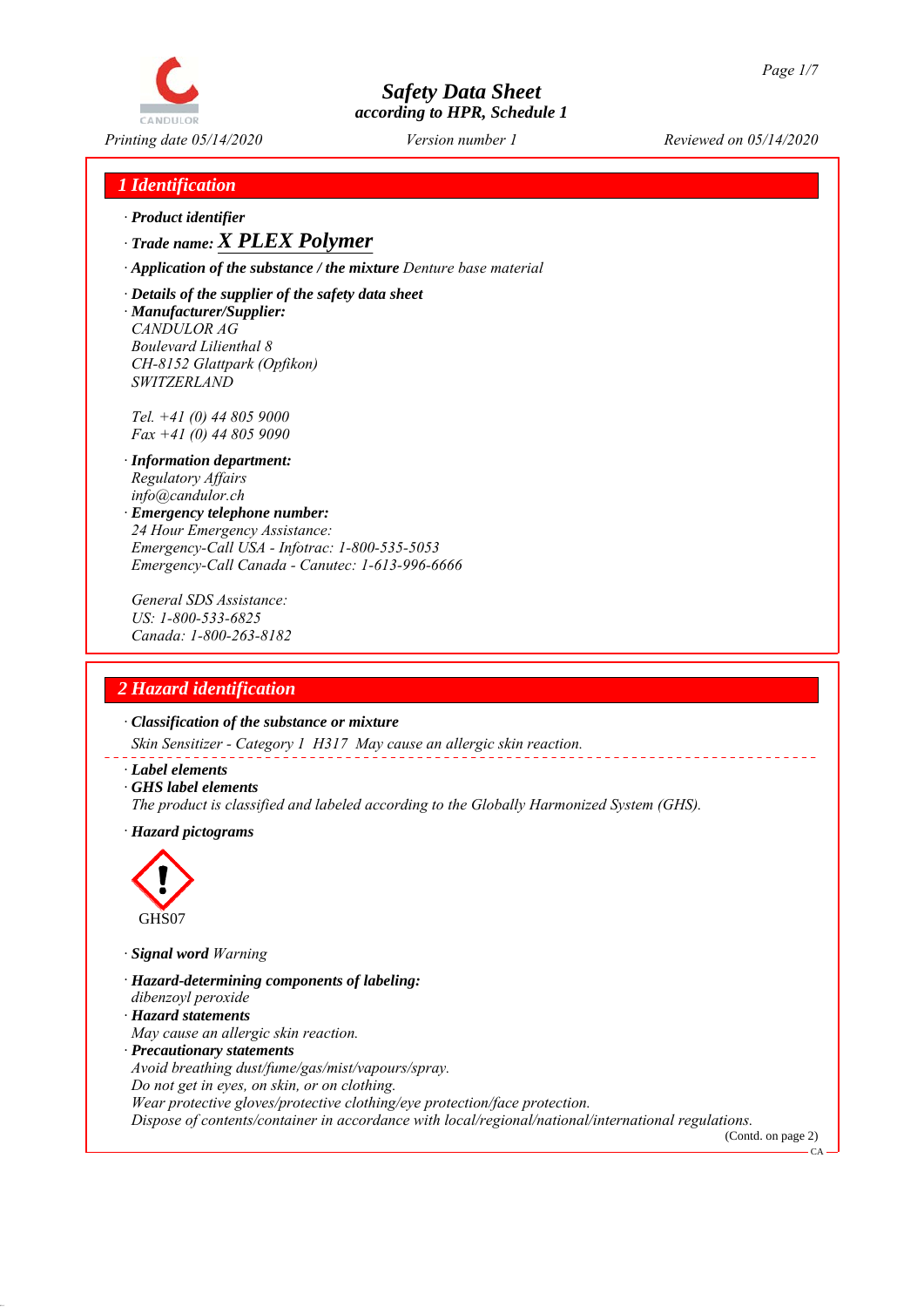# Safety Data Sheet

according to HPR, Schedule 1

Printing date 05/14/2020 | Version number 1 | Reviewed on 05/14/2020

## 1 Identification

· **Product identifier**

· **Trade name: X PLEX Polymer**

· **Application of the substance / the mixture** Denture base material

· **Details of the supplier of the safety data sheet**

· **Manufacturer/Supplier:**
CANDULOR AG
Boulevard Lilienthal 8
CH-8152 Glattpark (Opfikon)
SWITZERLAND

Tel. +41 (0) 44 805 9000
Fax +41 (0) 44 805 9090

· **Information department:**
Regulatory Affairs
info@candulor.ch

· **Emergency telephone number:**
24 Hour Emergency Assistance:
Emergency-Call USA - Infotrac: 1-800-535-5053
Emergency-Call Canada - Canutec: 1-613-996-6666

General SDS Assistance:
US: 1-800-533-6825
Canada: 1-800-263-8182

## 2 Hazard identification

· **Classification of the substance or mixture**

Skin Sensitizer - Category 1 H317 May cause an allergic skin reaction.

· **Label elements**

· **GHS label elements**
The product is classified and labeled according to the Globally Harmonized System (GHS).

· **Hazard pictograms**

GHS07

· **Signal word** Warning

· **Hazard-determining components of labeling:**
dibenzoyl peroxide

· **Hazard statements**
May cause an allergic skin reaction.

· **Precautionary statements**
Avoid breathing dust/fume/gas/mist/vapours/spray.
Do not get in eyes, on skin, or on clothing.
Wear protective gloves/protective clothing/eye protection/face protection.
Dispose of contents/container in accordance with local/regional/national/international regulations.

(Contd. on page 2)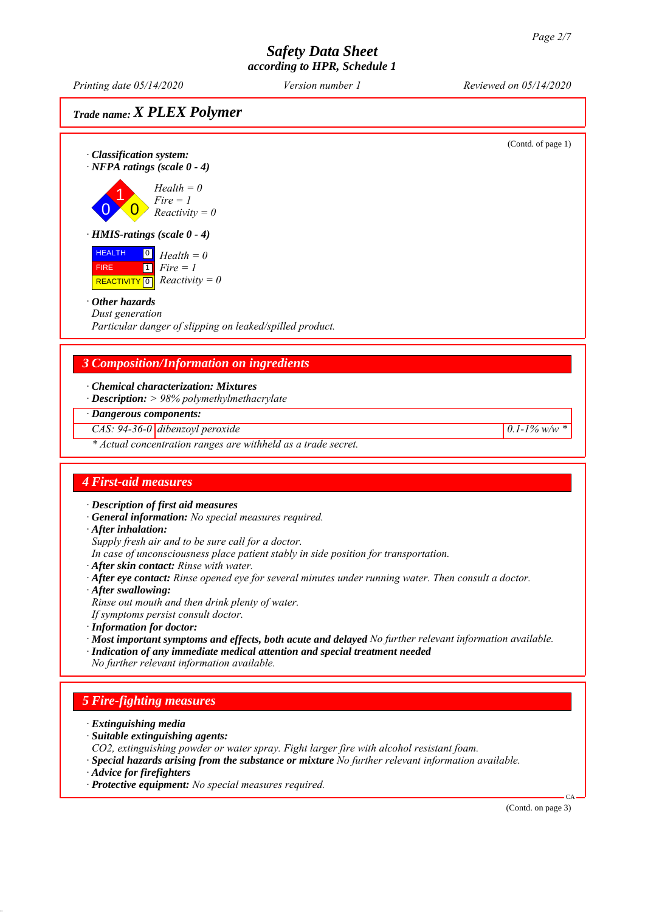**Safety Data Sheet**
**according to HPR, Schedule 1**

Printing date 05/14/2020 — Version number 1 — Reviewed on 05/14/2020

## Trade name: X PLEX Polymer

(Contd. of page 1)

· **Classification system:**

· **NFPA ratings (scale 0 - 4)**

Health = 0
Fire = 1
Reactivity = 0

· **HMIS-ratings (scale 0 - 4)**

| | | |
|---|---|---|
| HEALTH | 0 | Health = 0 |
| FIRE | 1 | Fire = 1 |
| REACTIVITY | 0 | Reactivity = 0 |

· **Other hazards**
Dust generation
Particular danger of slipping on leaked/spilled product.

## 3 Composition/Information on ingredients

· **Chemical characterization: Mixtures**
· **Description:** > 98% polymethylmethacrylate

| · **Dangerous components:** | | |
|---|---|---|
| CAS: 94-36-0 | dibenzoyl peroxide | 0.1-1% w/w * |

\* Actual concentration ranges are withheld as a trade secret.

## 4 First-aid measures

· **Description of first aid measures**
· **General information:** No special measures required.
· **After inhalation:**
Supply fresh air and to be sure call for a doctor.
In case of unconsciousness place patient stably in side position for transportation.
· **After skin contact:** Rinse with water.
· **After eye contact:** Rinse opened eye for several minutes under running water. Then consult a doctor.
· **After swallowing:**
Rinse out mouth and then drink plenty of water.
If symptoms persist consult doctor.
· **Information for doctor:**
· **Most important symptoms and effects, both acute and delayed** No further relevant information available.
· **Indication of any immediate medical attention and special treatment needed**
No further relevant information available.

## 5 Fire-fighting measures

· **Extinguishing media**
· **Suitable extinguishing agents:**
$CO_2$, extinguishing powder or water spray. Fight larger fire with alcohol resistant foam.
· **Special hazards arising from the substance or mixture** No further relevant information available.
· **Advice for firefighters**
· **Protective equipment:** No special measures required.

(Contd. on page 3)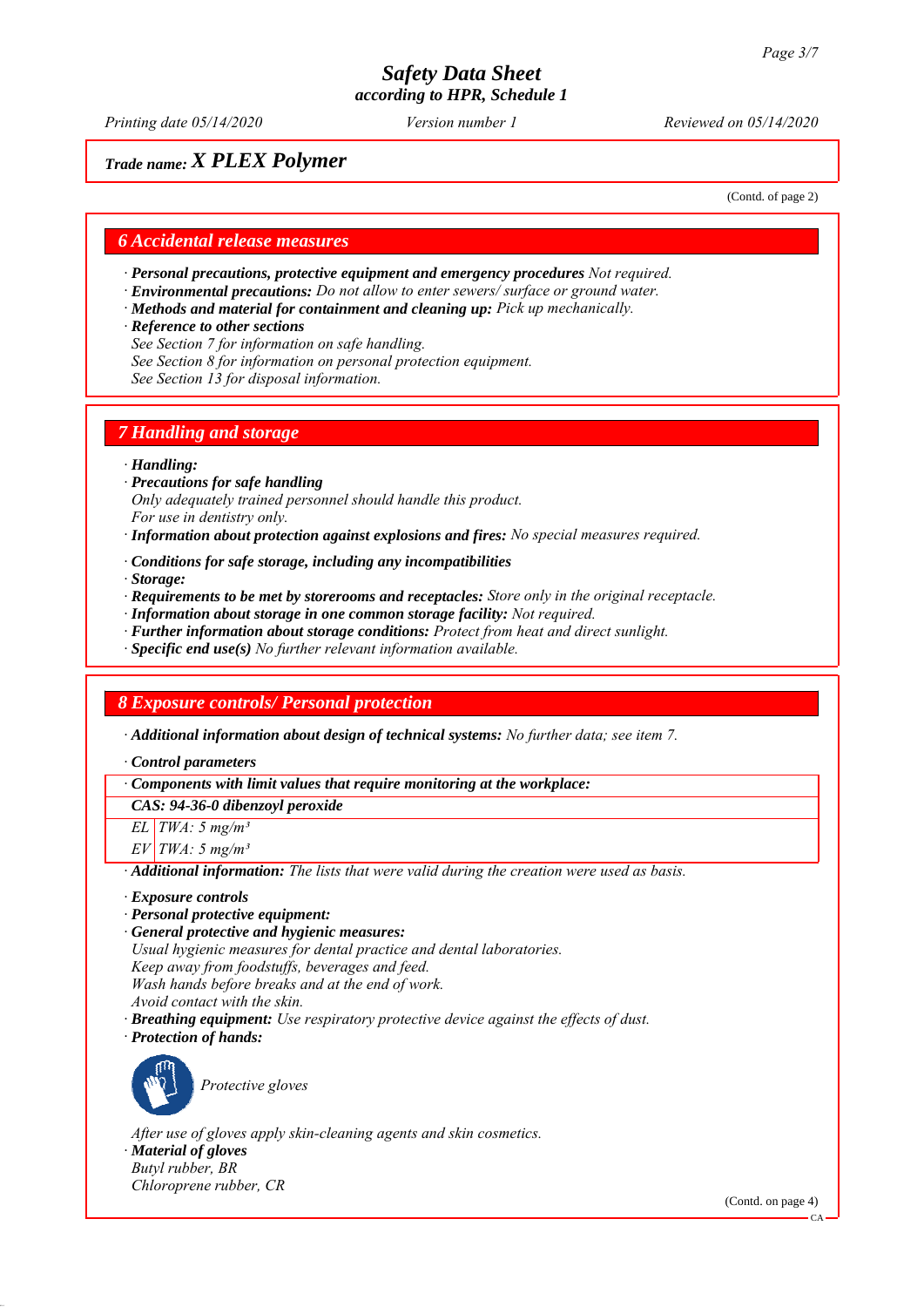# Safety Data Sheet
### according to HPR, Schedule 1

*Printing date 05/14/2020* *Version number 1* *Reviewed on 05/14/2020*

**Trade name: X PLEX Polymer**

(Contd. of page 2)

## 6 Accidental release measures

· ***Personal precautions, protective equipment and emergency procedures*** *Not required.*
· ***Environmental precautions:*** *Do not allow to enter sewers/ surface or ground water.*
· ***Methods and material for containment and cleaning up:*** *Pick up mechanically.*
· ***Reference to other sections***
*See Section 7 for information on safe handling.*
*See Section 8 for information on personal protection equipment.*
*See Section 13 for disposal information.*

## 7 Handling and storage

· ***Handling:***
· ***Precautions for safe handling***
*Only adequately trained personnel should handle this product.*
*For use in dentistry only.*
· ***Information about protection against explosions and fires:*** *No special measures required.*

· ***Conditions for safe storage, including any incompatibilities***
· ***Storage:***
· ***Requirements to be met by storerooms and receptacles:*** *Store only in the original receptacle.*
· ***Information about storage in one common storage facility:*** *Not required.*
· ***Further information about storage conditions:*** *Protect from heat and direct sunlight.*
· ***Specific end use(s)*** *No further relevant information available.*

## 8 Exposure controls/ Personal protection

· ***Additional information about design of technical systems:*** *No further data; see item 7.*

· ***Control parameters***

| · **Components with limit values that require monitoring at the workplace:** | |
|---|---|
| **CAS: 94-36-0 dibenzoyl peroxide** | |
| EL | TWA: 5 mg/m³ |
| EV | TWA: 5 mg/m³ |

· ***Additional information:*** *The lists that were valid during the creation were used as basis.*

· ***Exposure controls***
· ***Personal protective equipment:***
· ***General protective and hygienic measures:***
*Usual hygienic measures for dental practice and dental laboratories.*
*Keep away from foodstuffs, beverages and feed.*
*Wash hands before breaks and at the end of work.*
*Avoid contact with the skin.*
· ***Breathing equipment:*** *Use respiratory protective device against the effects of dust.*
· ***Protection of hands:***

*Protective gloves*

*After use of gloves apply skin-cleaning agents and skin cosmetics.*
· ***Material of gloves***
*Butyl rubber, BR*
*Chloroprene rubber, CR*

(Contd. on page 4)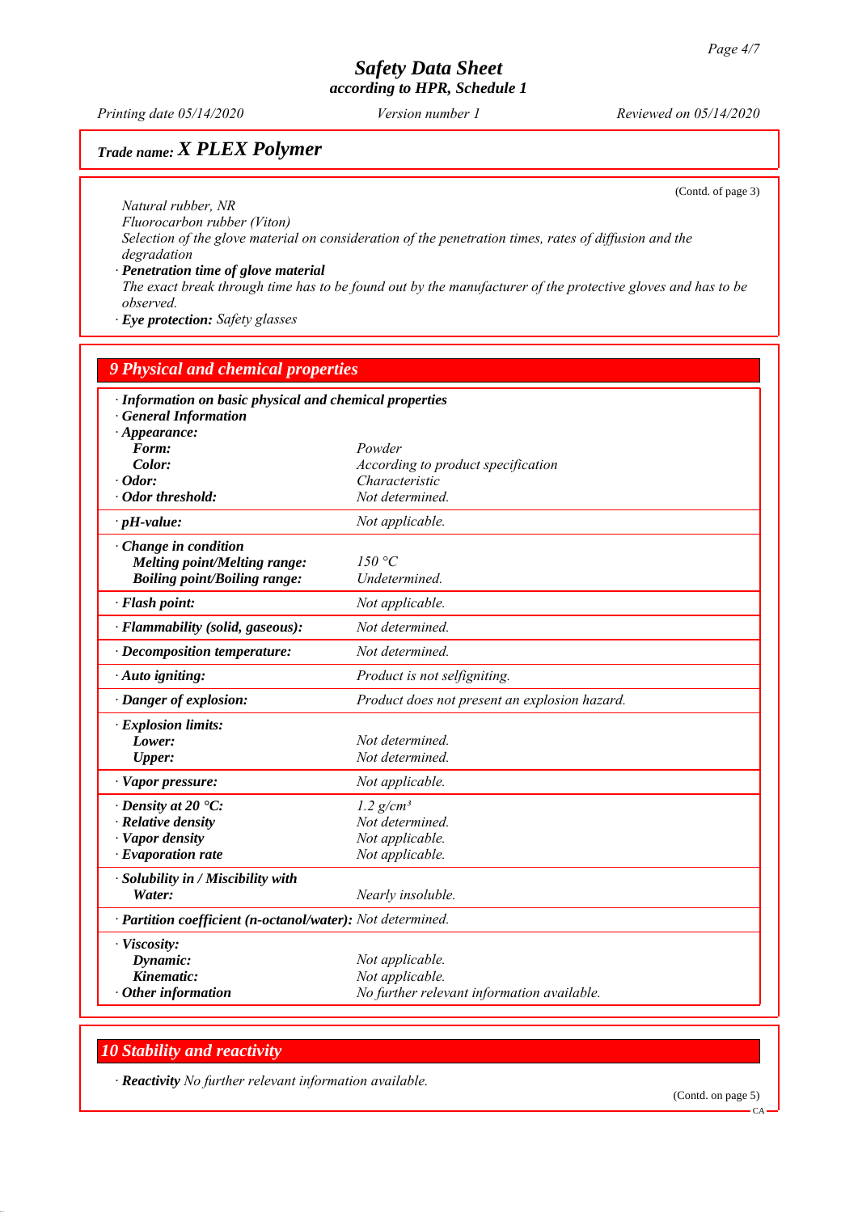# Safety Data Sheet
according to HPR, Schedule 1

Printing date 05/14/2020 | Version number 1 | Reviewed on 05/14/2020

## Trade name: X PLEX Polymer

(Contd. of page 3)

Natural rubber, NR
Fluorocarbon rubber (Viton)
Selection of the glove material on consideration of the penetration times, rates of diffusion and the degradation

· **Penetration time of glove material**
The exact break through time has to be found out by the manufacturer of the protective gloves and has to be observed.

· **Eye protection:** Safety glasses

## 9 Physical and chemical properties

· **Information on basic physical and chemical properties**
· **General Information**

| Property | Value |
|---|---|
| · **Appearance:** | |
| **Form:** | Powder |
| **Color:** | According to product specification |
| · **Odor:** | Characteristic |
| · **Odor threshold:** | Not determined. |
| · **pH-value:** | Not applicable. |
| · **Change in condition** | |
| **Melting point/Melting range:** | 150 °C |
| **Boiling point/Boiling range:** | Undetermined. |
| · **Flash point:** | Not applicable. |
| · **Flammability (solid, gaseous):** | Not determined. |
| · **Decomposition temperature:** | Not determined. |
| · **Auto igniting:** | Product is not selfigniting. |
| · **Danger of explosion:** | Product does not present an explosion hazard. |
| · **Explosion limits:** | |
| **Lower:** | Not determined. |
| **Upper:** | Not determined. |
| · **Vapor pressure:** | Not applicable. |
| · **Density at 20 °C:** | 1.2 g/cm³ |
| · **Relative density** | Not determined. |
| · **Vapor density** | Not applicable. |
| · **Evaporation rate** | Not applicable. |
| · **Solubility in / Miscibility with** | |
| **Water:** | Nearly insoluble. |
| · **Partition coefficient (n-octanol/water):** | Not determined. |
| · **Viscosity:** | |
| **Dynamic:** | Not applicable. |
| **Kinematic:** | Not applicable. |
| · **Other information** | No further relevant information available. |

## 10 Stability and reactivity

· **Reactivity** No further relevant information available.

(Contd. on page 5)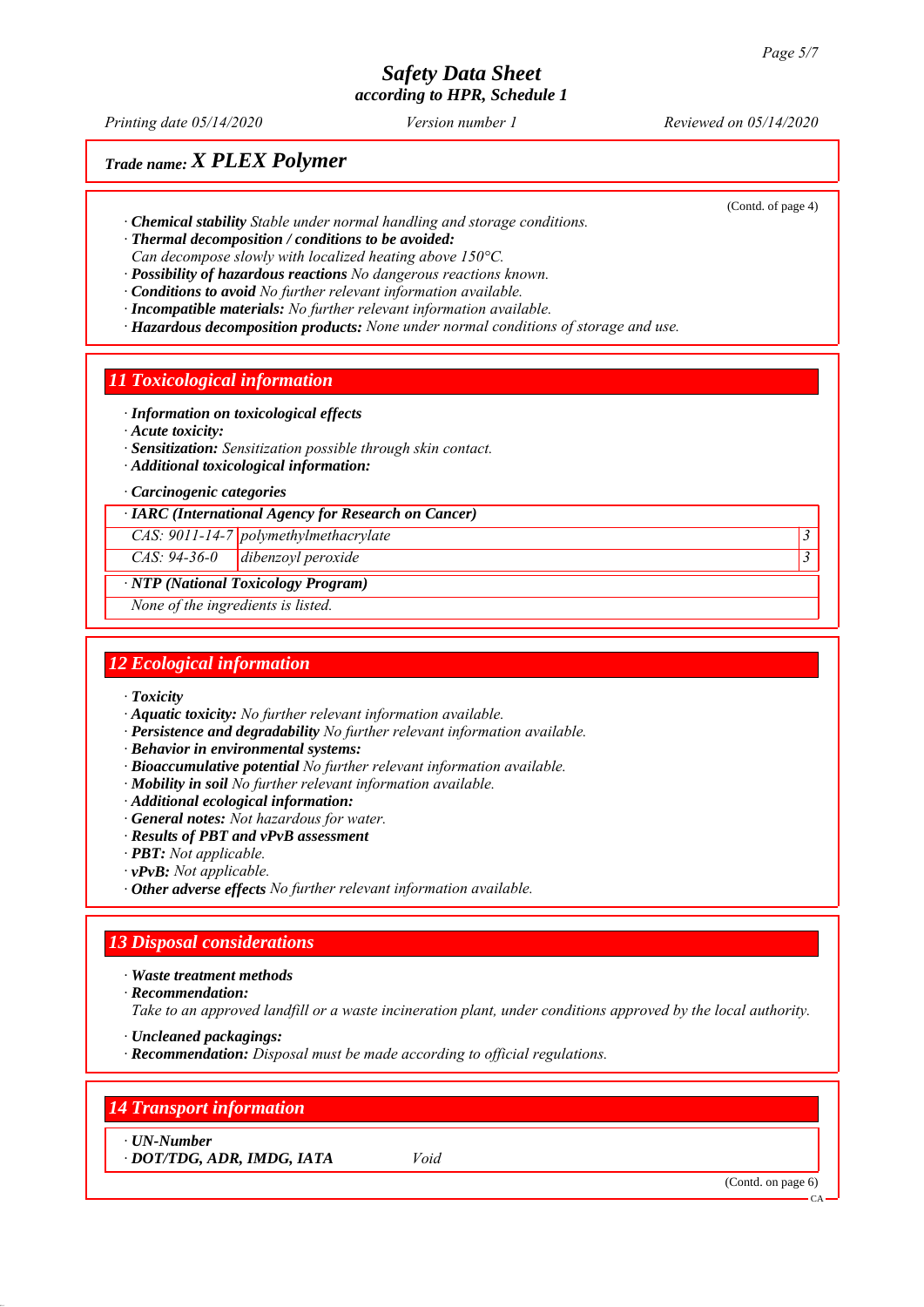# Safety Data Sheet
according to HPR, Schedule 1

Printing date 05/14/2020 | Version number 1 | Reviewed on 05/14/2020

## Trade name: X PLEX Polymer

(Contd. of page 4)

- · **Chemical stability** Stable under normal handling and storage conditions.
- · **Thermal decomposition / conditions to be avoided:** Can decompose slowly with localized heating above 150°C.
- · **Possibility of hazardous reactions** No dangerous reactions known.
- · **Conditions to avoid** No further relevant information available.
- · **Incompatible materials:** No further relevant information available.
- · **Hazardous decomposition products:** None under normal conditions of storage and use.

## 11 Toxicological information

- · **Information on toxicological effects**
- · **Acute toxicity:**
- · **Sensitization:** Sensitization possible through skin contact.
- · **Additional toxicological information:**
- · **Carcinogenic categories**

| · IARC (International Agency for Research on Cancer) | | |
|---|---|---|
| CAS: 9011-14-7 | polymethylmethacrylate | 3 |
| CAS: 94-36-0 | dibenzoyl peroxide | 3 |

| · NTP (National Toxicology Program) |
|---|
| None of the ingredients is listed. |

## 12 Ecological information

- · **Toxicity**
- · **Aquatic toxicity:** No further relevant information available.
- · **Persistence and degradability** No further relevant information available.
- · **Behavior in environmental systems:**
- · **Bioaccumulative potential** No further relevant information available.
- · **Mobility in soil** No further relevant information available.
- · **Additional ecological information:**
- · **General notes:** Not hazardous for water.
- · **Results of PBT and vPvB assessment**
- · **PBT:** Not applicable.
- · **vPvB:** Not applicable.
- · **Other adverse effects** No further relevant information available.

## 13 Disposal considerations

- · **Waste treatment methods**
- · **Recommendation:** Take to an approved landfill or a waste incineration plant, under conditions approved by the local authority.
- · **Uncleaned packagings:**
- · **Recommendation:** Disposal must be made according to official regulations.

## 14 Transport information

| · UN-Number | |
|---|---|
| · DOT/TDG, ADR, IMDG, IATA | Void |

(Contd. on page 6)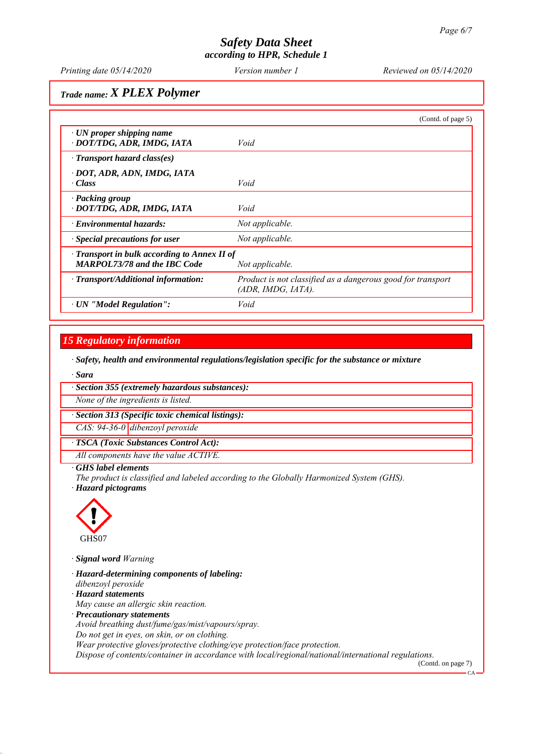Trade name: ***X PLEX Polymer***

(Contd. of page 5)

| | |
|---|---|
| · ***UN proper shipping name*** · ***DOT/TDG, ADR, IMDG, IATA*** | *Void* |
| · ***Transport hazard class(es)*** · ***DOT, ADR, ADN, IMDG, IATA*** · ***Class*** | *Void* |
| · ***Packing group*** · ***DOT/TDG, ADR, IMDG, IATA*** | *Void* |
| · ***Environmental hazards:*** | *Not applicable.* |
| · ***Special precautions for user*** | *Not applicable.* |
| · ***Transport in bulk according to Annex II of MARPOL73/78 and the IBC Code*** | *Not applicable.* |
| · ***Transport/Additional information:*** | *Product is not classified as a dangerous good for transport (ADR, IMDG, IATA).* |
| · ***UN "Model Regulation":*** | *Void* |

## 15 Regulatory information

· ***Safety, health and environmental regulations/legislation specific for the substance or mixture***

· ***Sara***

· ***Section 355 (extremely hazardous substances):***

*None of the ingredients is listed.*

· ***Section 313 (Specific toxic chemical listings):***

| | |
|---|---|
| *CAS: 94-36-0* | *dibenzoyl peroxide* |

· ***TSCA (Toxic Substances Control Act):***

*All components have the value ACTIVE.*

· ***GHS label elements***

*The product is classified and labeled according to the Globally Harmonized System (GHS).*

· ***Hazard pictograms***

GHS07

· ***Signal word*** *Warning*

· ***Hazard-determining components of labeling:***

*dibenzoyl peroxide*

· ***Hazard statements***

*May cause an allergic skin reaction.*

· ***Precautionary statements***

*Avoid breathing dust/fume/gas/mist/vapours/spray.*

*Do not get in eyes, on skin, or on clothing.*

*Wear protective gloves/protective clothing/eye protection/face protection.*

*Dispose of contents/container in accordance with local/regional/national/international regulations.*

(Contd. on page 7)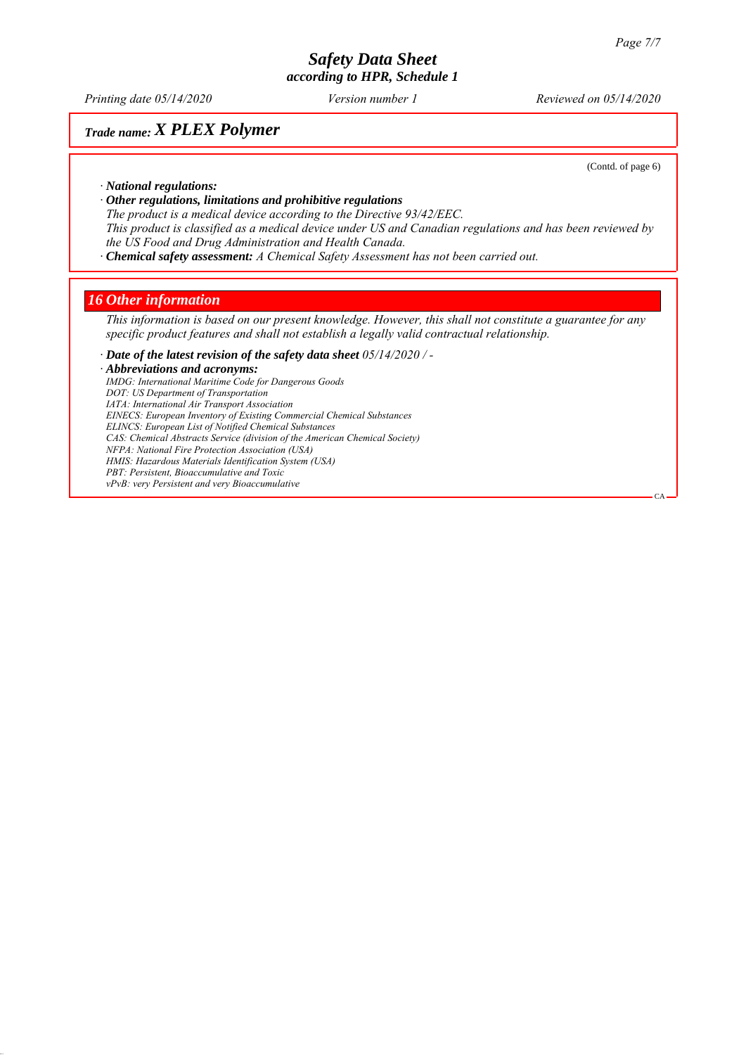# Safety Data Sheet
## according to HPR, Schedule 1

*Printing date 05/14/2020* *Version number 1* *Reviewed on 05/14/2020*

## *Trade name: X PLEX Polymer*

(Contd. of page 6)

· ***National regulations:***

· ***Other regulations, limitations and prohibitive regulations***

*The product is a medical device according to the Directive 93/42/EEC.*

*This product is classified as a medical device under US and Canadian regulations and has been reviewed by the US Food and Drug Administration and Health Canada.*

· ***Chemical safety assessment:*** *A Chemical Safety Assessment has not been carried out.*

## *16 Other information*

*This information is based on our present knowledge. However, this shall not constitute a guarantee for any specific product features and shall not establish a legally valid contractual relationship.*

· ***Date of the latest revision of the safety data sheet*** *05/14/2020 / -*

· ***Abbreviations and acronyms:***

*IMDG: International Maritime Code for Dangerous Goods*
*DOT: US Department of Transportation*
*IATA: International Air Transport Association*
*EINECS: European Inventory of Existing Commercial Chemical Substances*
*ELINCS: European List of Notified Chemical Substances*
*CAS: Chemical Abstracts Service (division of the American Chemical Society)*
*NFPA: National Fire Protection Association (USA)*
*HMIS: Hazardous Materials Identification System (USA)*
*PBT: Persistent, Bioaccumulative and Toxic*
*vPvB: very Persistent and very Bioaccumulative*

CA